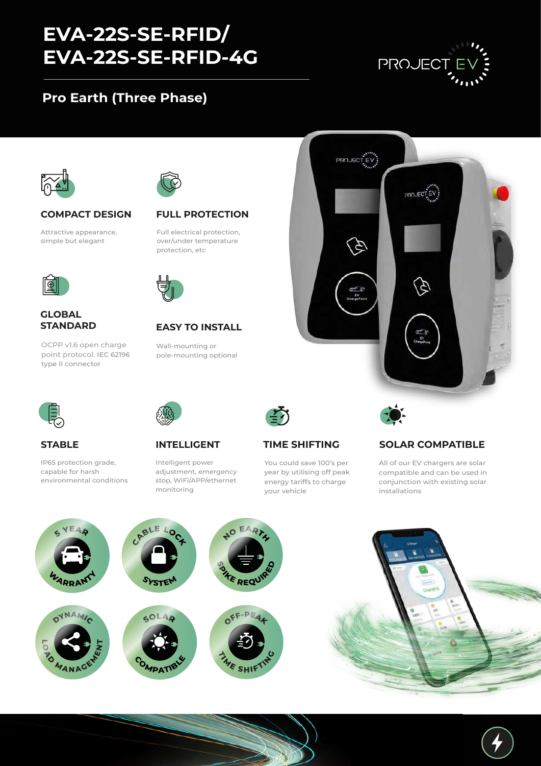# EVA-22S-SE-RFID/ EVA-22S-SE-RFID-4G

## Pro Earth (Three Phase)

### COMPACT DESIGN

Attractive appearance, simple but elegant

### FULL PROTECTION

Full electrical protection, over/under temperature protection, etc

### GLOBAL STANDARD

OCPP v1.6 open charge point protocol. IEC 62196 type II connector

### EASY TO INSTALL

Wall-mounting or pole-mounting optional

### STABLE

IP65 protection grade, capable for harsh environmental conditions

### INTELLIGENT

Intelligent power adjustment, emergency stop, WiFi/APP/ethernet monitoring

### TIME SHIFTING

You could save 100's per year by utilising off peak energy tariffs to charge your vehicle

### SOLAR COMPATIBLE

All of our EV chargers are solar compatible and can be used in conjunction with existing solar installations

5 YEAR WARRANTY

CABLE LOCK SYSTEM

NO EARTH SPIKE REQUIRED

DYNAMIC LOAD MANAGEMENT

SOLAR COMPATIBLE

OFF-PEAK TIME SHIFTING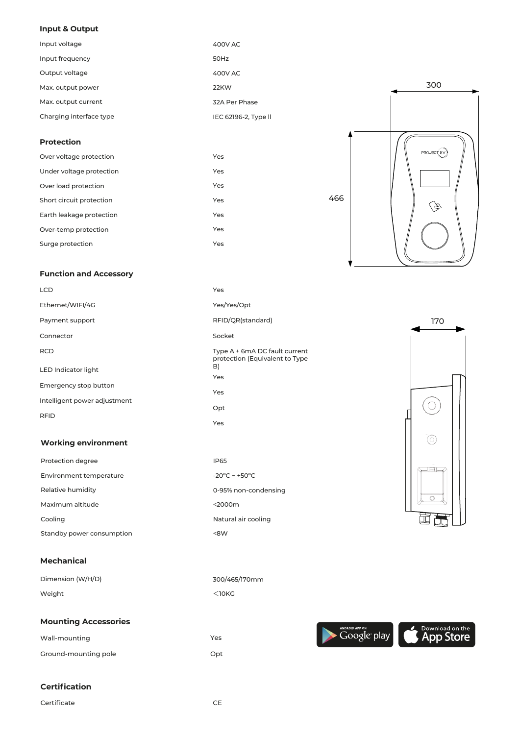## Input & Output

| | |
|---|---|
| Input voltage | 400V AC |
| Input frequency | 50Hz |
| Output voltage | 400V AC |
| Max. output power | 22KW |
| Max. output current | 32A Per Phase |
| Charging interface type | IEC 62196-2, Type II |

## Protection

| | |
|---|---|
| Over voltage protection | Yes |
| Under voltage protection | Yes |
| Over load protection | Yes |
| Short circuit protection | Yes |
| Earth leakage protection | Yes |
| Over-temp protection | Yes |
| Surge protection | Yes |

300

466

PROJECT EV

## Function and Accessory

| | |
|---|---|
| LCD | Yes |
| Ethernet/WIFI/4G | Yes/Yes/Opt |
| Payment support | RFID/QR(standard) |
| Connector | Socket |
| RCD | Type A + 6mA DC fault current protection (Equivalent to Type B) |
| LED Indicator light | Yes |
| Emergency stop button | Yes |
| Intelligent power adjustment | Opt |
| RFID | Yes |

170

## Working environment

| | |
|---|---|
| Protection degree | IP65 |
| Environment temperature | -20°C ~ +50°C |
| Relative humidity | 0-95% non-condensing |
| Maximum altitude | <2000m |
| Cooling | Natural air cooling |
| Standby power consumption | <8W |

## Mechanical

| | |
|---|---|
| Dimension (W/H/D) | 300/465/170mm |
| Weight | <10KG |

## Mounting Accessories

| | |
|---|---|
| Wall-mounting | Yes |
| Ground-mounting pole | Opt |

ANDROID APP ON Google play

Download on the App Store

## Certification

| | |
|---|---|
| Certificate | CE |